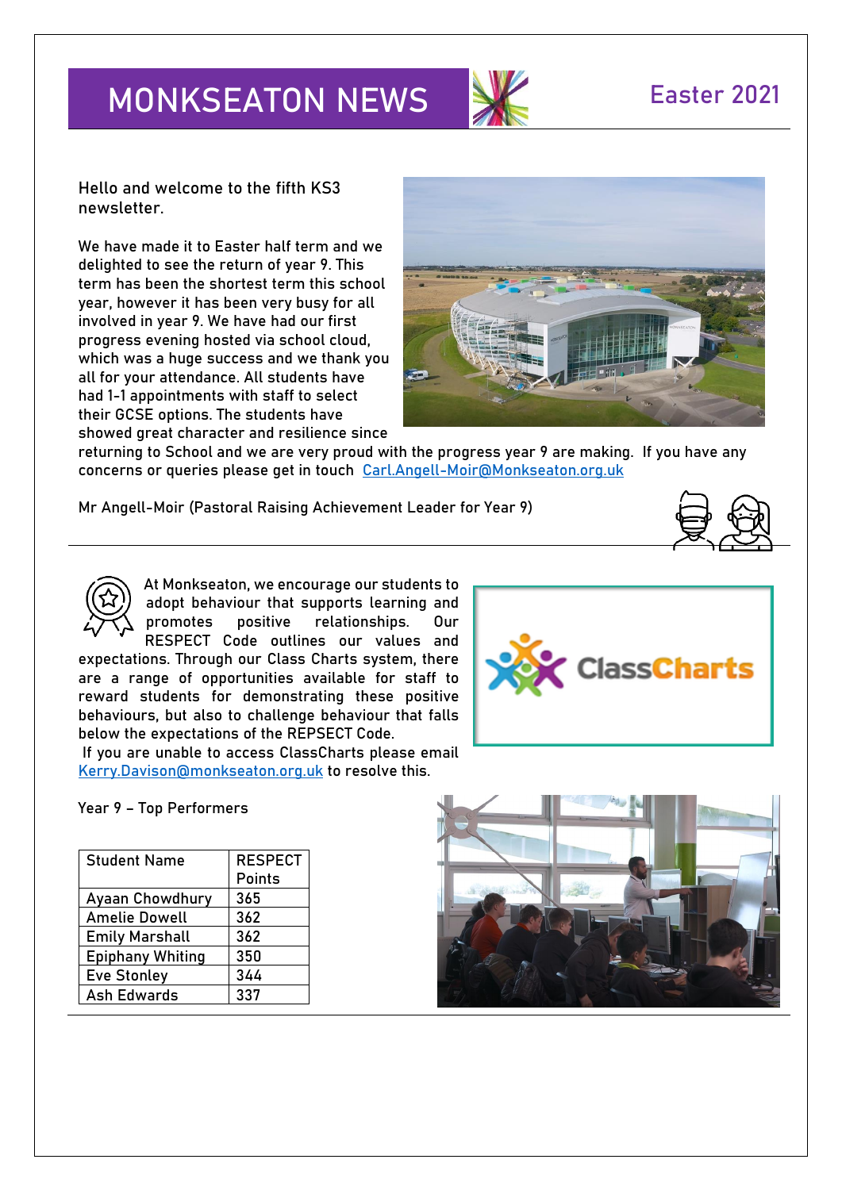# MONKSEATON NEWS

Easter 2021

Hello and welcome to the fifth KS3 newsletter.

We have made it to Easter half term and we delighted to see the return of year 9. This term has been the shortest term this school year, however it has been very busy for all involved in year 9. We have had our first progress evening hosted via school cloud, which was a huge success and we thank you all for your attendance. All students have had 1-1 appointments with staff to select their GCSE options. The students have showed great character and resilience since returning to School and we are very proud with the progress year 9 are making. If you have any concerns or queries please get in touch Carl.Angell-Moir@Monkseaton.org.uk

Mr Angell-Moir (Pastoral Raising Achievement Leader for Year 9)

---

At Monkseaton, we encourage our students to adopt behaviour that supports learning and promotes positive relationships. Our RESPECT Code outlines our values and expectations. Through our Class Charts system, there are a range of opportunities available for staff to reward students for demonstrating these positive behaviours, but also to challenge behaviour that falls below the expectations of the REPSECT Code.

If you are unable to access ClassCharts please email Kerry.Davison@monkseaton.org.uk to resolve this.

Year 9 – Top Performers

| Student Name | RESPECT Points |
|---|---|
| Ayaan Chowdhury | 365 |
| Amelie Dowell | 362 |
| Emily Marshall | 362 |
| Epiphany Whiting | 350 |
| Eve Stonley | 344 |
| Ash Edwards | 337 |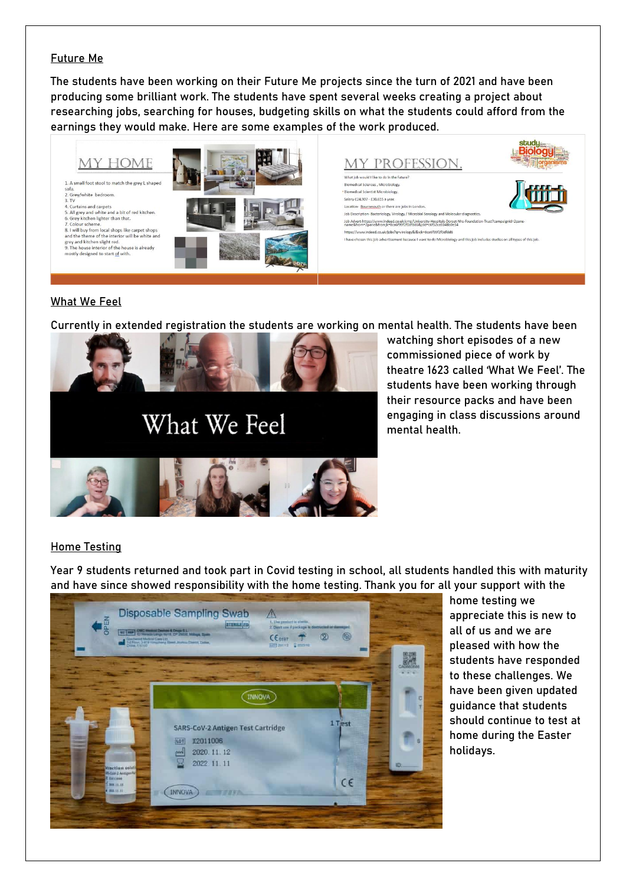Future Me

The students have been working on their Future Me projects since the turn of 2021 and have been producing some brilliant work. The students have spent several weeks creating a project about researching jobs, searching for houses, budgeting skills on what the students could afford from the earnings they would make. Here are some examples of the work produced.

What We Feel

Currently in extended registration the students are working on mental health. The students have been watching short episodes of a new commissioned piece of work by theatre 1623 called 'What We Feel'. The students have been working through their resource packs and have been engaging in class discussions around mental health.

Home Testing

Year 9 students returned and took part in Covid testing in school, all students handled this with maturity and have since showed responsibility with the home testing. Thank you for all your support with the home testing we appreciate this is new to all of us and we are pleased with how the students have responded to these challenges. We have been given updated guidance that students should continue to test at home during the Easter holidays.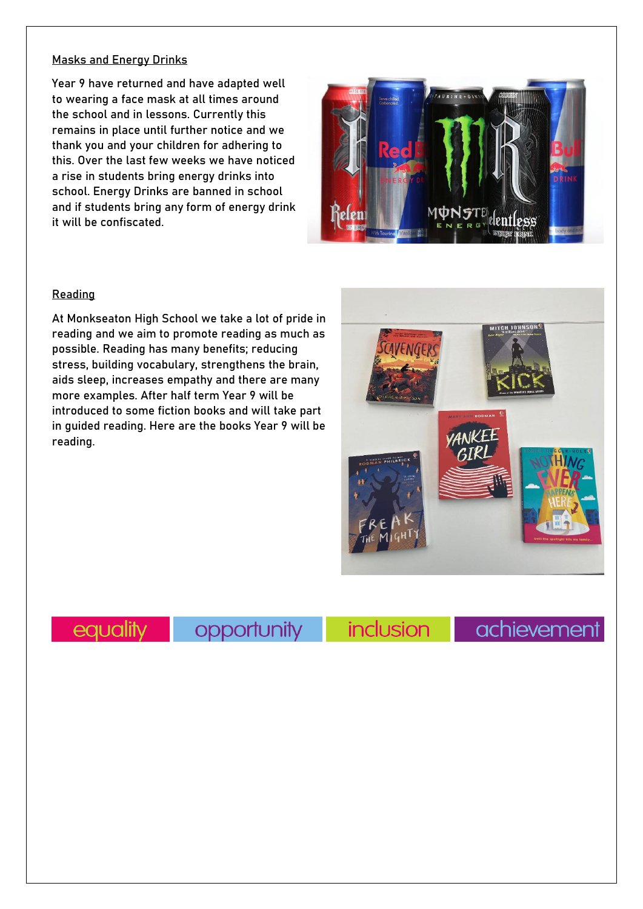## Masks and Energy Drinks

Year 9 have returned and have adapted well to wearing a face mask at all times around the school and in lessons. Currently this remains in place until further notice and we thank you and your children for adhering to this. Over the last few weeks we have noticed a rise in students bring energy drinks into school. Energy Drinks are banned in school and if students bring any form of energy drink it will be confiscated.

## Reading

At Monkseaton High School we take a lot of pride in reading and we aim to promote reading as much as possible. Reading has many benefits; reducing stress, building vocabulary, strengthens the brain, aids sleep, increases empathy and there are many more examples. After half term Year 9 will be introduced to some fiction books and will take part in guided reading. Here are the books Year 9 will be reading.

equality opportunity inclusion achievement